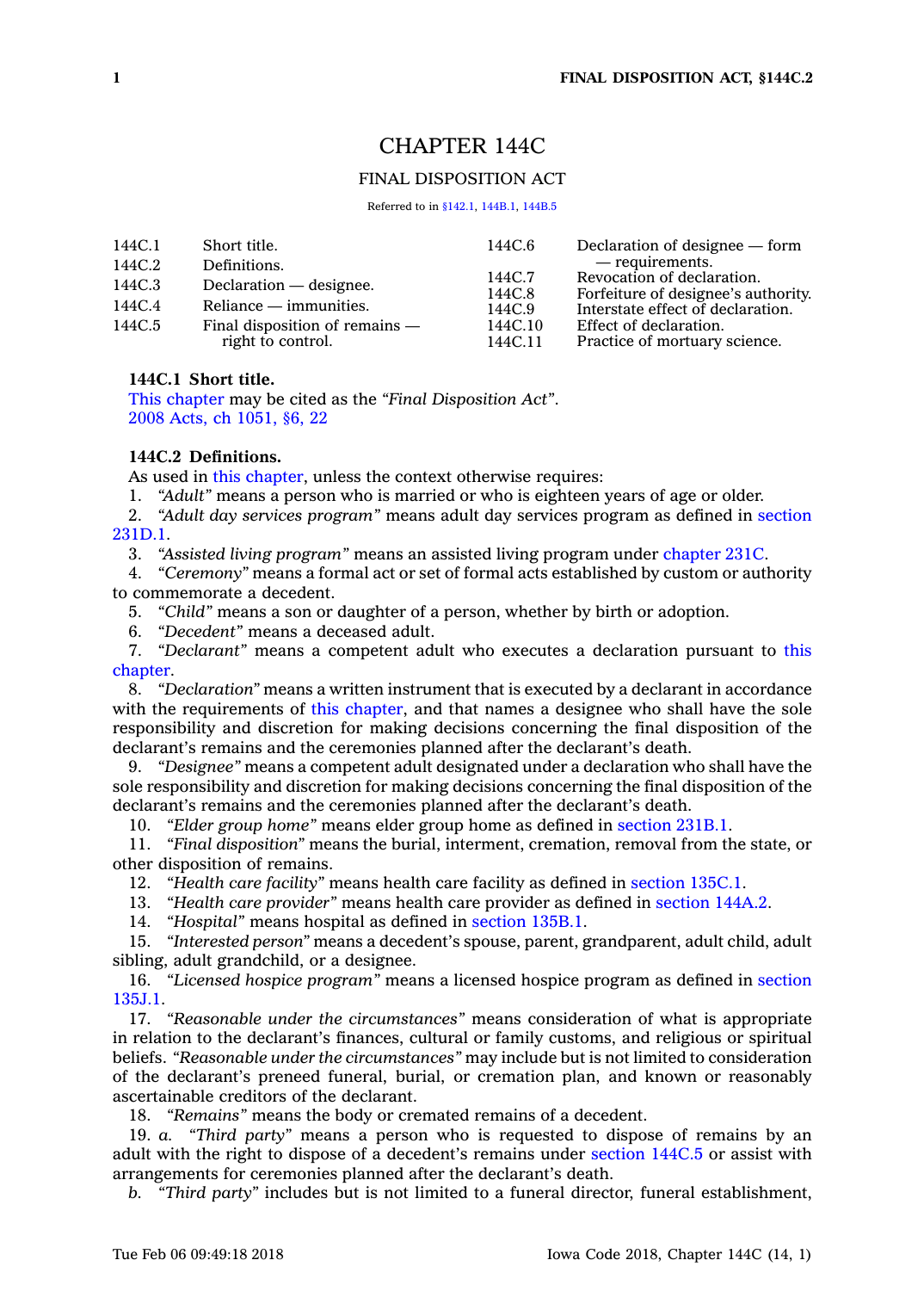# CHAPTER 144C

## FINAL DISPOSITION ACT

Referred to in §142.1, 144B.1, 144B.5

| | | | |
|---|---|---|---|
| 144C.1 | Short title. | 144C.6 | Declaration of designee — form — requirements. |
| 144C.2 | Definitions. | 144C.7 | Revocation of declaration. |
| 144C.3 | Declaration — designee. | 144C.8 | Forfeiture of designee's authority. |
| 144C.4 | Reliance — immunities. | 144C.9 | Interstate effect of declaration. |
| 144C.5 | Final disposition of remains — right to control. | 144C.10 | Effect of declaration. |
| | | 144C.11 | Practice of mortuary science. |

**144C.1 Short title.**

This chapter may be cited as the *"Final Disposition Act"*.

2008 Acts, ch 1051, §6, 22

**144C.2 Definitions.**

As used in this chapter, unless the context otherwise requires:

1. *"Adult"* means a person who is married or who is eighteen years of age or older.
2. *"Adult day services program"* means adult day services program as defined in section 231D.1.
3. *"Assisted living program"* means an assisted living program under chapter 231C.
4. *"Ceremony"* means a formal act or set of formal acts established by custom or authority to commemorate a decedent.
5. *"Child"* means a son or daughter of a person, whether by birth or adoption.
6. *"Decedent"* means a deceased adult.
7. *"Declarant"* means a competent adult who executes a declaration pursuant to this chapter.
8. *"Declaration"* means a written instrument that is executed by a declarant in accordance with the requirements of this chapter, and that names a designee who shall have the sole responsibility and discretion for making decisions concerning the final disposition of the declarant's remains and the ceremonies planned after the declarant's death.
9. *"Designee"* means a competent adult designated under a declaration who shall have the sole responsibility and discretion for making decisions concerning the final disposition of the declarant's remains and the ceremonies planned after the declarant's death.
10. *"Elder group home"* means elder group home as defined in section 231B.1.
11. *"Final disposition"* means the burial, interment, cremation, removal from the state, or other disposition of remains.
12. *"Health care facility"* means health care facility as defined in section 135C.1.
13. *"Health care provider"* means health care provider as defined in section 144A.2.
14. *"Hospital"* means hospital as defined in section 135B.1.
15. *"Interested person"* means a decedent's spouse, parent, grandparent, adult child, adult sibling, adult grandchild, or a designee.
16. *"Licensed hospice program"* means a licensed hospice program as defined in section 135J.1.
17. *"Reasonable under the circumstances"* means consideration of what is appropriate in relation to the declarant's finances, cultural or family customs, and religious or spiritual beliefs. *"Reasonable under the circumstances"* may include but is not limited to consideration of the declarant's preneed funeral, burial, or cremation plan, and known or reasonably ascertainable creditors of the declarant.
18. *"Remains"* means the body or cremated remains of a decedent.
19. *a.* *"Third party"* means a person who is requested to dispose of remains by an adult with the right to dispose of a decedent's remains under section 144C.5 or assist with arrangements for ceremonies planned after the declarant's death.

*b.* *"Third party"* includes but is not limited to a funeral director, funeral establishment,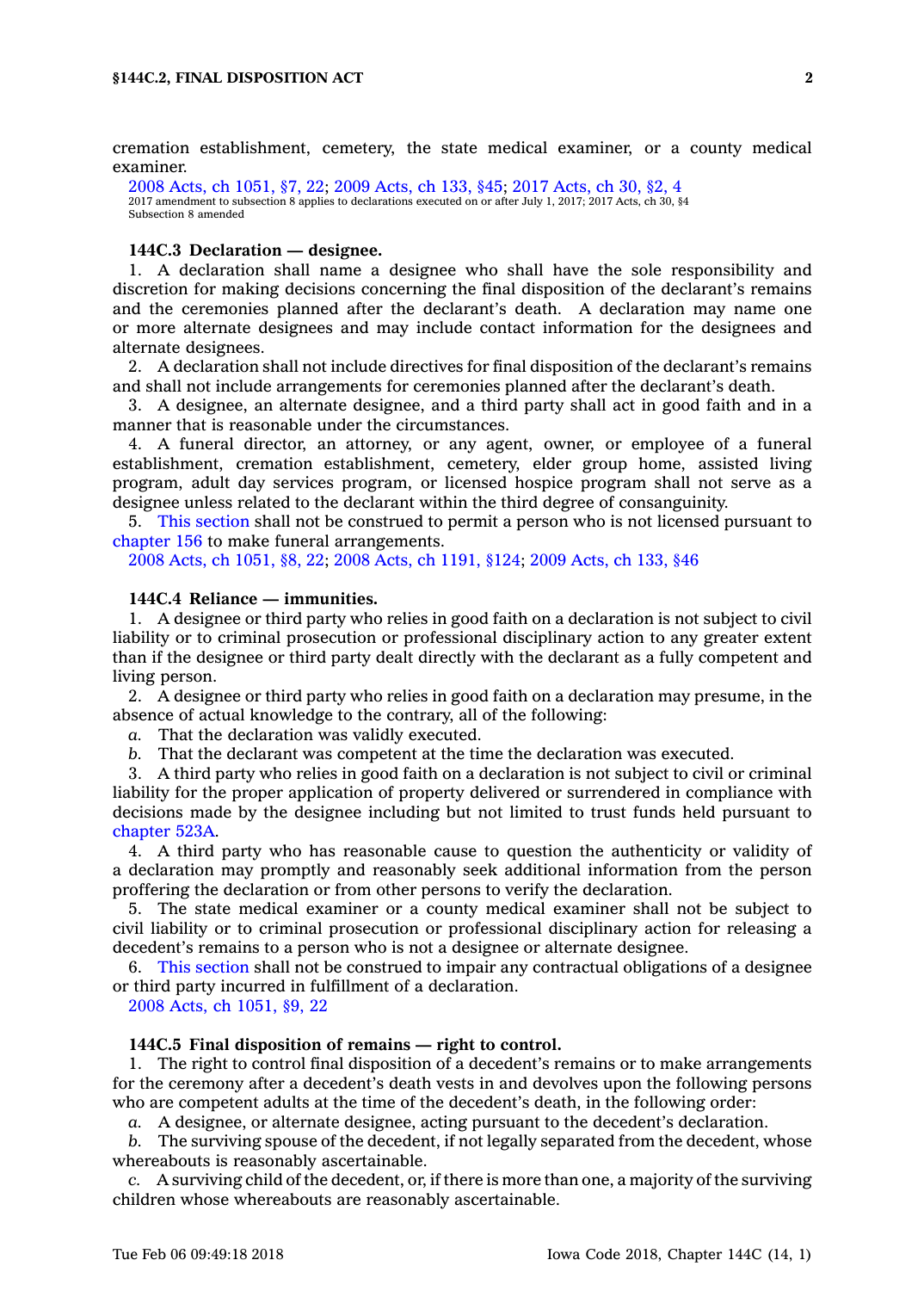cremation establishment, cemetery, the state medical examiner, or a county medical examiner.

2008 Acts, ch 1051, §7, 22; 2009 Acts, ch 133, §45; 2017 Acts, ch 30, §2, 4

2017 amendment to subsection 8 applies to declarations executed on or after July 1, 2017; 2017 Acts, ch 30, §4

Subsection 8 amended

### 144C.3 Declaration — designee.

1. A declaration shall name a designee who shall have the sole responsibility and discretion for making decisions concerning the final disposition of the declarant's remains and the ceremonies planned after the declarant's death. A declaration may name one or more alternate designees and may include contact information for the designees and alternate designees.

2. A declaration shall not include directives for final disposition of the declarant's remains and shall not include arrangements for ceremonies planned after the declarant's death.

3. A designee, an alternate designee, and a third party shall act in good faith and in a manner that is reasonable under the circumstances.

4. A funeral director, an attorney, or any agent, owner, or employee of a funeral establishment, cremation establishment, cemetery, elder group home, assisted living program, adult day services program, or licensed hospice program shall not serve as a designee unless related to the declarant within the third degree of consanguinity.

5. This section shall not be construed to permit a person who is not licensed pursuant to chapter 156 to make funeral arrangements.

2008 Acts, ch 1051, §8, 22; 2008 Acts, ch 1191, §124; 2009 Acts, ch 133, §46

### 144C.4 Reliance — immunities.

1. A designee or third party who relies in good faith on a declaration is not subject to civil liability or to criminal prosecution or professional disciplinary action to any greater extent than if the designee or third party dealt directly with the declarant as a fully competent and living person.

2. A designee or third party who relies in good faith on a declaration may presume, in the absence of actual knowledge to the contrary, all of the following:

*a.* That the declaration was validly executed.

*b.* That the declarant was competent at the time the declaration was executed.

3. A third party who relies in good faith on a declaration is not subject to civil or criminal liability for the proper application of property delivered or surrendered in compliance with decisions made by the designee including but not limited to trust funds held pursuant to chapter 523A.

4. A third party who has reasonable cause to question the authenticity or validity of a declaration may promptly and reasonably seek additional information from the person proffering the declaration or from other persons to verify the declaration.

5. The state medical examiner or a county medical examiner shall not be subject to civil liability or to criminal prosecution or professional disciplinary action for releasing a decedent's remains to a person who is not a designee or alternate designee.

6. This section shall not be construed to impair any contractual obligations of a designee or third party incurred in fulfillment of a declaration.

2008 Acts, ch 1051, §9, 22

### 144C.5 Final disposition of remains — right to control.

1. The right to control final disposition of a decedent's remains or to make arrangements for the ceremony after a decedent's death vests in and devolves upon the following persons who are competent adults at the time of the decedent's death, in the following order:

*a.* A designee, or alternate designee, acting pursuant to the decedent's declaration.

*b.* The surviving spouse of the decedent, if not legally separated from the decedent, whose whereabouts is reasonably ascertainable.

*c.* A surviving child of the decedent, or, if there is more than one, a majority of the surviving children whose whereabouts are reasonably ascertainable.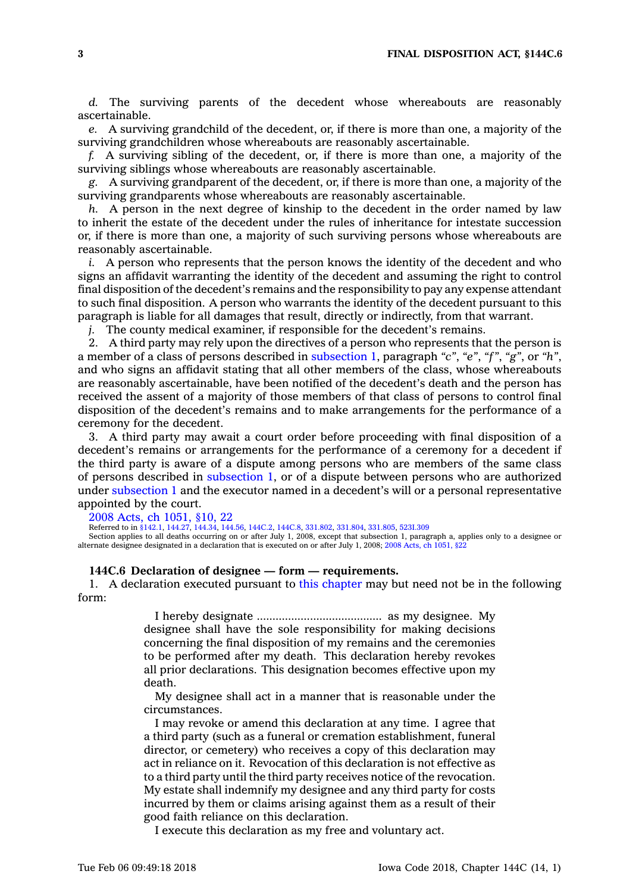*d.* The surviving parents of the decedent whose whereabouts are reasonably ascertainable.

*e.* A surviving grandchild of the decedent, or, if there is more than one, a majority of the surviving grandchildren whose whereabouts are reasonably ascertainable.

*f.* A surviving sibling of the decedent, or, if there is more than one, a majority of the surviving siblings whose whereabouts are reasonably ascertainable.

*g.* A surviving grandparent of the decedent, or, if there is more than one, a majority of the surviving grandparents whose whereabouts are reasonably ascertainable.

*h.* A person in the next degree of kinship to the decedent in the order named by law to inherit the estate of the decedent under the rules of inheritance for intestate succession or, if there is more than one, a majority of such surviving persons whose whereabouts are reasonably ascertainable.

*i.* A person who represents that the person knows the identity of the decedent and who signs an affidavit warranting the identity of the decedent and assuming the right to control final disposition of the decedent's remains and the responsibility to pay any expense attendant to such final disposition. A person who warrants the identity of the decedent pursuant to this paragraph is liable for all damages that result, directly or indirectly, from that warrant.

*j.* The county medical examiner, if responsible for the decedent's remains.

2. A third party may rely upon the directives of a person who represents that the person is a member of a class of persons described in subsection 1, paragraph *"c"*, *"e"*, *"f"*, *"g"*, or *"h"*, and who signs an affidavit stating that all other members of the class, whose whereabouts are reasonably ascertainable, have been notified of the decedent's death and the person has received the assent of a majority of those members of that class of persons to control final disposition of the decedent's remains and to make arrangements for the performance of a ceremony for the decedent.

3. A third party may await a court order before proceeding with final disposition of a decedent's remains or arrangements for the performance of a ceremony for a decedent if the third party is aware of a dispute among persons who are members of the same class of persons described in subsection 1, or of a dispute between persons who are authorized under subsection 1 and the executor named in a decedent's will or a personal representative appointed by the court.

2008 Acts, ch 1051, §10, 22

Referred to in §142.1, 144.27, 144.34, 144.56, 144C.2, 144C.8, 331.802, 331.804, 331.805, 523I.309

Section applies to all deaths occurring on or after July 1, 2008, except that subsection 1, paragraph a, applies only to a designee or alternate designee designated in a declaration that is executed on or after July 1, 2008; 2008 Acts, ch 1051, §22

**144C.6 Declaration of designee — form — requirements.**

1. A declaration executed pursuant to this chapter may but need not be in the following form:

> I hereby designate ....................................... as my designee. My designee shall have the sole responsibility for making decisions concerning the final disposition of my remains and the ceremonies to be performed after my death. This declaration hereby revokes all prior declarations. This designation becomes effective upon my death.
>
> My designee shall act in a manner that is reasonable under the circumstances.
>
> I may revoke or amend this declaration at any time. I agree that a third party (such as a funeral or cremation establishment, funeral director, or cemetery) who receives a copy of this declaration may act in reliance on it. Revocation of this declaration is not effective as to a third party until the third party receives notice of the revocation. My estate shall indemnify my designee and any third party for costs incurred by them or claims arising against them as a result of their good faith reliance on this declaration.
>
> I execute this declaration as my free and voluntary act.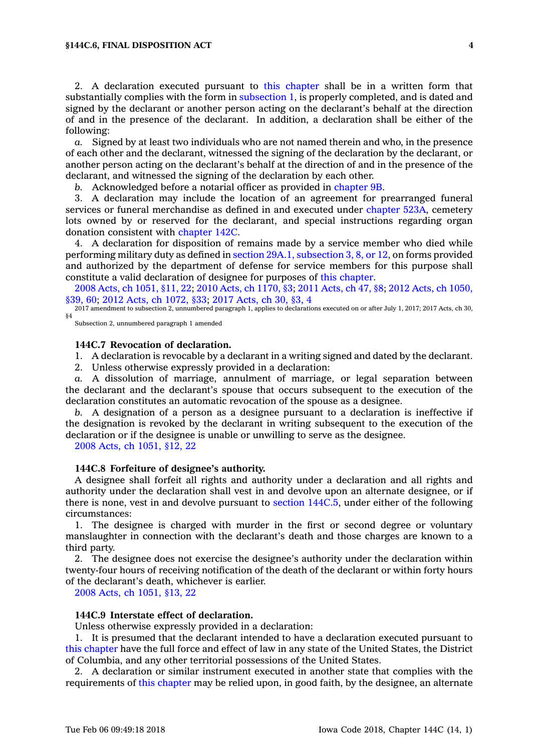2. A declaration executed pursuant to this chapter shall be in a written form that substantially complies with the form in subsection 1, is properly completed, and is dated and signed by the declarant or another person acting on the declarant's behalf at the direction of and in the presence of the declarant. In addition, a declaration shall be either of the following:

*a.* Signed by at least two individuals who are not named therein and who, in the presence of each other and the declarant, witnessed the signing of the declaration by the declarant, or another person acting on the declarant's behalf at the direction of and in the presence of the declarant, and witnessed the signing of the declaration by each other.

*b.* Acknowledged before a notarial officer as provided in chapter 9B.

3. A declaration may include the location of an agreement for prearranged funeral services or funeral merchandise as defined in and executed under chapter 523A, cemetery lots owned by or reserved for the declarant, and special instructions regarding organ donation consistent with chapter 142C.

4. A declaration for disposition of remains made by a service member who died while performing military duty as defined in section 29A.1, subsection 3, 8, or 12, on forms provided and authorized by the department of defense for service members for this purpose shall constitute a valid declaration of designee for purposes of this chapter.

2008 Acts, ch 1051, §11, 22; 2010 Acts, ch 1170, §3; 2011 Acts, ch 47, §8; 2012 Acts, ch 1050, §39, 60; 2012 Acts, ch 1072, §33; 2017 Acts, ch 30, §3, 4

2017 amendment to subsection 2, unnumbered paragraph 1, applies to declarations executed on or after July 1, 2017; 2017 Acts, ch 30, §4

Subsection 2, unnumbered paragraph 1 amended

**144C.7 Revocation of declaration.**

1. A declaration is revocable by a declarant in a writing signed and dated by the declarant.
2. Unless otherwise expressly provided in a declaration:

*a.* A dissolution of marriage, annulment of marriage, or legal separation between the declarant and the declarant's spouse that occurs subsequent to the execution of the declaration constitutes an automatic revocation of the spouse as a designee.

*b.* A designation of a person as a designee pursuant to a declaration is ineffective if the designation is revoked by the declarant in writing subsequent to the execution of the declaration or if the designee is unable or unwilling to serve as the designee.

2008 Acts, ch 1051, §12, 22

**144C.8 Forfeiture of designee's authority.**

A designee shall forfeit all rights and authority under a declaration and all rights and authority under the declaration shall vest in and devolve upon an alternate designee, or if there is none, vest in and devolve pursuant to section 144C.5, under either of the following circumstances:

1. The designee is charged with murder in the first or second degree or voluntary manslaughter in connection with the declarant's death and those charges are known to a third party.
2. The designee does not exercise the designee's authority under the declaration within twenty-four hours of receiving notification of the death of the declarant or within forty hours of the declarant's death, whichever is earlier.

2008 Acts, ch 1051, §13, 22

**144C.9 Interstate effect of declaration.**

Unless otherwise expressly provided in a declaration:

1. It is presumed that the declarant intended to have a declaration executed pursuant to this chapter have the full force and effect of law in any state of the United States, the District of Columbia, and any other territorial possessions of the United States.
2. A declaration or similar instrument executed in another state that complies with the requirements of this chapter may be relied upon, in good faith, by the designee, an alternate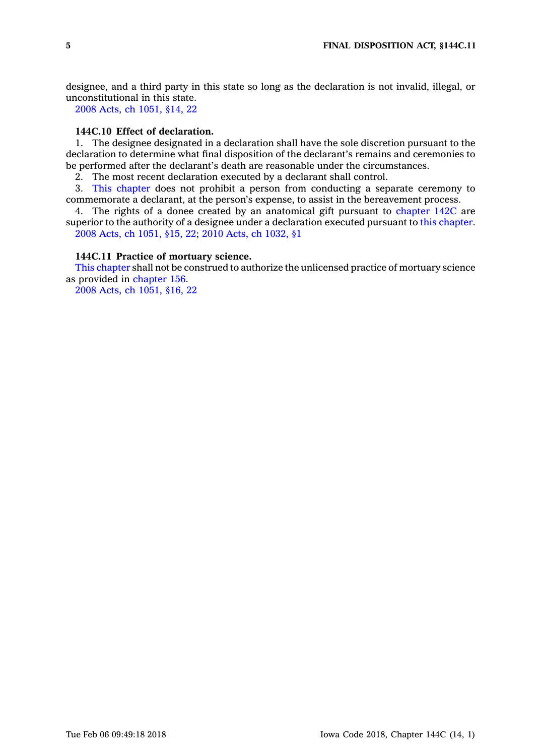designee, and a third party in this state so long as the declaration is not invalid, illegal, or unconstitutional in this state.

2008 Acts, ch 1051, §14, 22

**144C.10 Effect of declaration.**

1. The designee designated in a declaration shall have the sole discretion pursuant to the declaration to determine what final disposition of the declarant's remains and ceremonies to be performed after the declarant's death are reasonable under the circumstances.

2. The most recent declaration executed by a declarant shall control.

3. This chapter does not prohibit a person from conducting a separate ceremony to commemorate a declarant, at the person's expense, to assist in the bereavement process.

4. The rights of a donee created by an anatomical gift pursuant to chapter 142C are superior to the authority of a designee under a declaration executed pursuant to this chapter.

2008 Acts, ch 1051, §15, 22; 2010 Acts, ch 1032, §1

**144C.11 Practice of mortuary science.**

This chapter shall not be construed to authorize the unlicensed practice of mortuary science as provided in chapter 156.

2008 Acts, ch 1051, §16, 22